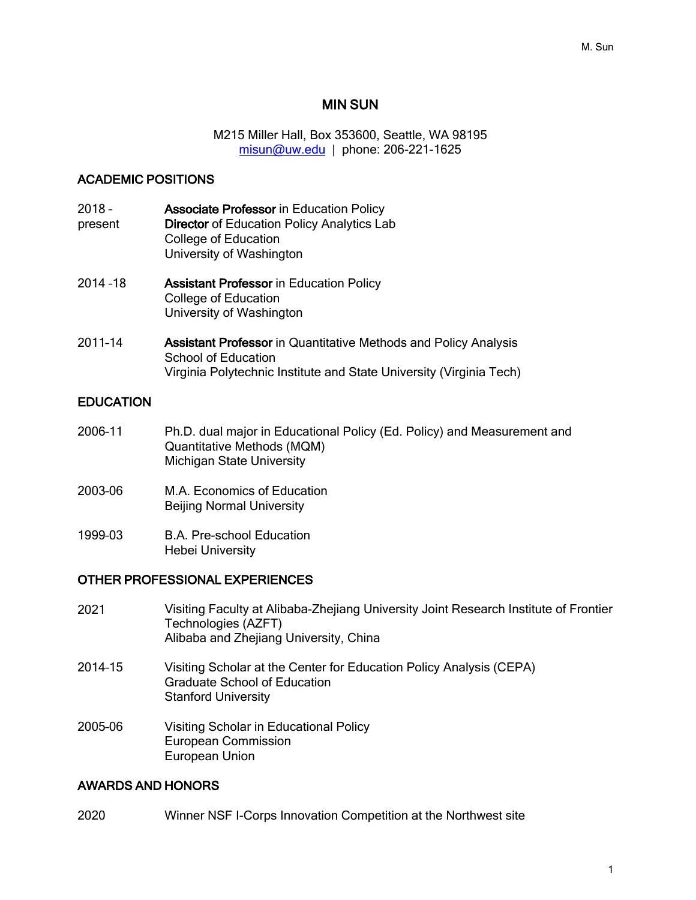# MIN SUN

M215 Miller Hall, Box 353600, Seattle, WA 98195
misun@uw.edu | phone: 206-221-1625

## ACADEMIC POSITIONS

2018 – present
**Associate Professor** in Education Policy
**Director** of Education Policy Analytics Lab
College of Education
University of Washington

2014 -18
**Assistant Professor** in Education Policy
College of Education
University of Washington

2011-14
**Assistant Professor** in Quantitative Methods and Policy Analysis
School of Education
Virginia Polytechnic Institute and State University (Virginia Tech)

## EDUCATION

2006-11
Ph.D. dual major in Educational Policy (Ed. Policy) and Measurement and Quantitative Methods (MQM)
Michigan State University

2003-06
M.A. Economics of Education
Beijing Normal University

1999-03
B.A. Pre-school Education
Hebei University

## OTHER PROFESSIONAL EXPERIENCES

2021
Visiting Faculty at Alibaba-Zhejiang University Joint Research Institute of Frontier Technologies (AZFT)
Alibaba and Zhejiang University, China

2014-15
Visiting Scholar at the Center for Education Policy Analysis (CEPA)
Graduate School of Education
Stanford University

2005-06
Visiting Scholar in Educational Policy
European Commission
European Union

## AWARDS AND HONORS

2020
Winner NSF I-Corps Innovation Competition at the Northwest site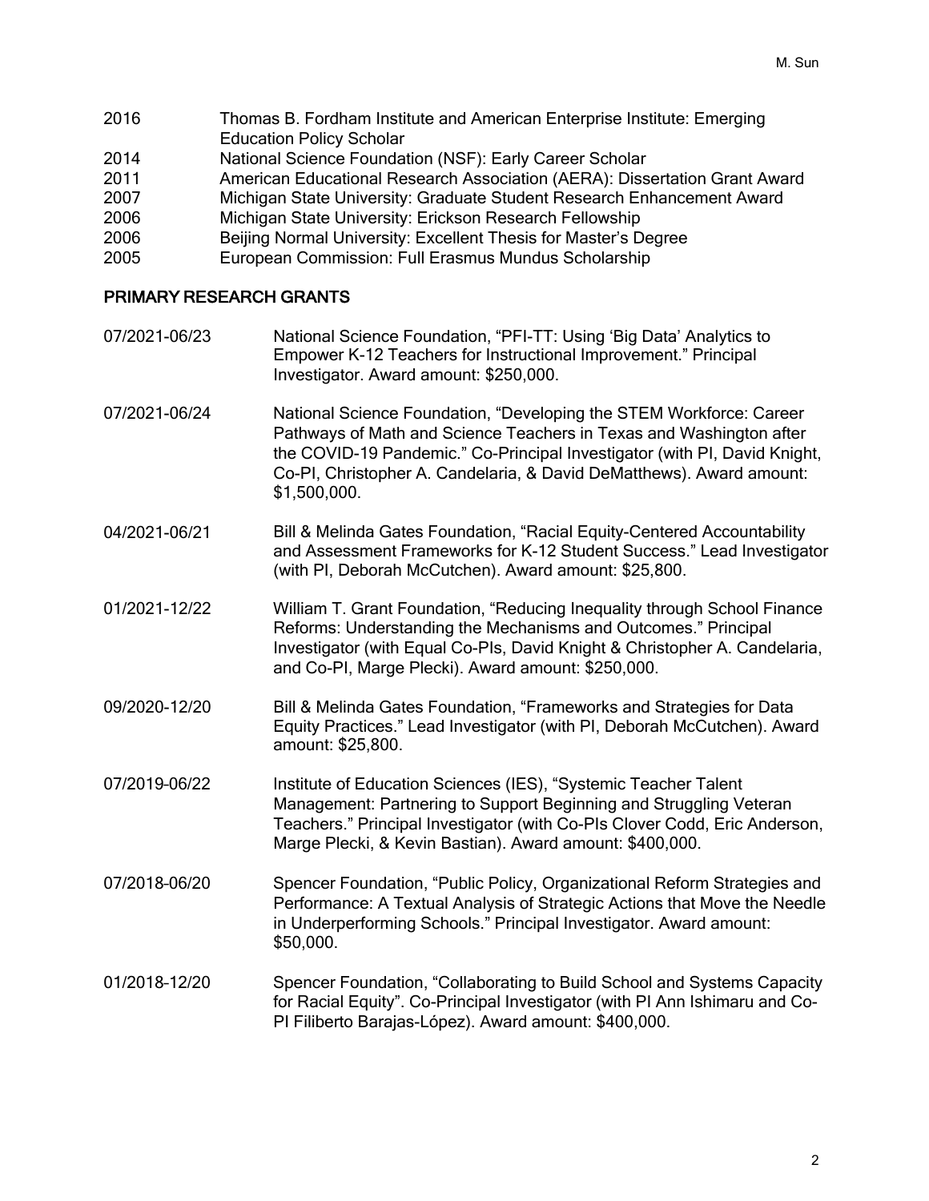2016 Thomas B. Fordham Institute and American Enterprise Institute: Emerging Education Policy Scholar
2014 National Science Foundation (NSF): Early Career Scholar
2011 American Educational Research Association (AERA): Dissertation Grant Award
2007 Michigan State University: Graduate Student Research Enhancement Award
2006 Michigan State University: Erickson Research Fellowship
2006 Beijing Normal University: Excellent Thesis for Master's Degree
2005 European Commission: Full Erasmus Mundus Scholarship

## PRIMARY RESEARCH GRANTS

07/2021-06/23 National Science Foundation, "PFI-TT: Using 'Big Data' Analytics to Empower K-12 Teachers for Instructional Improvement." Principal Investigator. Award amount: $250,000.

07/2021-06/24 National Science Foundation, "Developing the STEM Workforce: Career Pathways of Math and Science Teachers in Texas and Washington after the COVID-19 Pandemic." Co-Principal Investigator (with PI, David Knight, Co-PI, Christopher A. Candelaria, & David DeMatthews). Award amount: $1,500,000.

04/2021-06/21 Bill & Melinda Gates Foundation, "Racial Equity-Centered Accountability and Assessment Frameworks for K-12 Student Success." Lead Investigator (with PI, Deborah McCutchen). Award amount: $25,800.

01/2021-12/22 William T. Grant Foundation, "Reducing Inequality through School Finance Reforms: Understanding the Mechanisms and Outcomes." Principal Investigator (with Equal Co-PIs, David Knight & Christopher A. Candelaria, and Co-PI, Marge Plecki). Award amount: $250,000.

09/2020-12/20 Bill & Melinda Gates Foundation, "Frameworks and Strategies for Data Equity Practices." Lead Investigator (with PI, Deborah McCutchen). Award amount: $25,800.

07/2019-06/22 Institute of Education Sciences (IES), "Systemic Teacher Talent Management: Partnering to Support Beginning and Struggling Veteran Teachers." Principal Investigator (with Co-PIs Clover Codd, Eric Anderson, Marge Plecki, & Kevin Bastian). Award amount: $400,000.

07/2018-06/20 Spencer Foundation, "Public Policy, Organizational Reform Strategies and Performance: A Textual Analysis of Strategic Actions that Move the Needle in Underperforming Schools." Principal Investigator. Award amount: $50,000.

01/2018-12/20 Spencer Foundation, "Collaborating to Build School and Systems Capacity for Racial Equity". Co-Principal Investigator (with PI Ann Ishimaru and Co-PI Filiberto Barajas-López). Award amount: $400,000.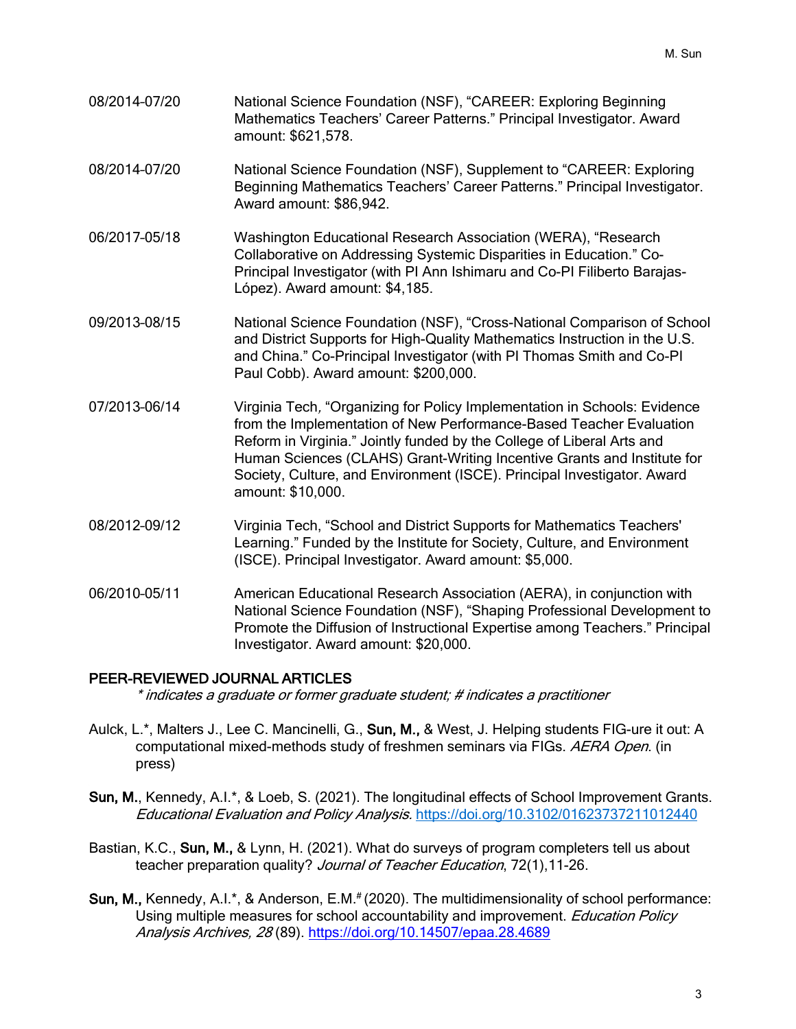08/2014-07/20 National Science Foundation (NSF), "CAREER: Exploring Beginning Mathematics Teachers' Career Patterns." Principal Investigator. Award amount: $621,578.

08/2014-07/20 National Science Foundation (NSF), Supplement to "CAREER: Exploring Beginning Mathematics Teachers' Career Patterns." Principal Investigator. Award amount: $86,942.

06/2017-05/18 Washington Educational Research Association (WERA), "Research Collaborative on Addressing Systemic Disparities in Education." Co-Principal Investigator (with PI Ann Ishimaru and Co-PI Filiberto Barajas-López). Award amount: $4,185.

09/2013-08/15 National Science Foundation (NSF), "Cross-National Comparison of School and District Supports for High-Quality Mathematics Instruction in the U.S. and China." Co-Principal Investigator (with PI Thomas Smith and Co-PI Paul Cobb). Award amount: $200,000.

07/2013-06/14 Virginia Tech, "Organizing for Policy Implementation in Schools: Evidence from the Implementation of New Performance-Based Teacher Evaluation Reform in Virginia." Jointly funded by the College of Liberal Arts and Human Sciences (CLAHS) Grant-Writing Incentive Grants and Institute for Society, Culture, and Environment (ISCE). Principal Investigator. Award amount: $10,000.

08/2012-09/12 Virginia Tech, "School and District Supports for Mathematics Teachers' Learning." Funded by the Institute for Society, Culture, and Environment (ISCE). Principal Investigator. Award amount: $5,000.

06/2010-05/11 American Educational Research Association (AERA), in conjunction with National Science Foundation (NSF), "Shaping Professional Development to Promote the Diffusion of Instructional Expertise among Teachers." Principal Investigator. Award amount: $20,000.

## PEER-REVIEWED JOURNAL ARTICLES

*\* indicates a graduate or former graduate student; # indicates a practitioner*

Aulck, L.*, Malters J., Lee C. Mancinelli, G., **Sun, M.**, & West, J. Helping students FIG-ure it out: A computational mixed-methods study of freshmen seminars via FIGs. *AERA Open*. (in press)

**Sun, M.**, Kennedy, A.I.*, & Loeb, S. (2021). The longitudinal effects of School Improvement Grants. *Educational Evaluation and Policy Analysis.* https://doi.org/10.3102/01623737211012440

Bastian, K.C., **Sun, M.**, & Lynn, H. (2021). What do surveys of program completers tell us about teacher preparation quality? *Journal of Teacher Education*, 72(1),11-26.

**Sun, M.**, Kennedy, A.I.*, & Anderson, E.M.# (2020). The multidimensionality of school performance: Using multiple measures for school accountability and improvement. *Education Policy Analysis Archives, 28* (89). https://doi.org/10.14507/epaa.28.4689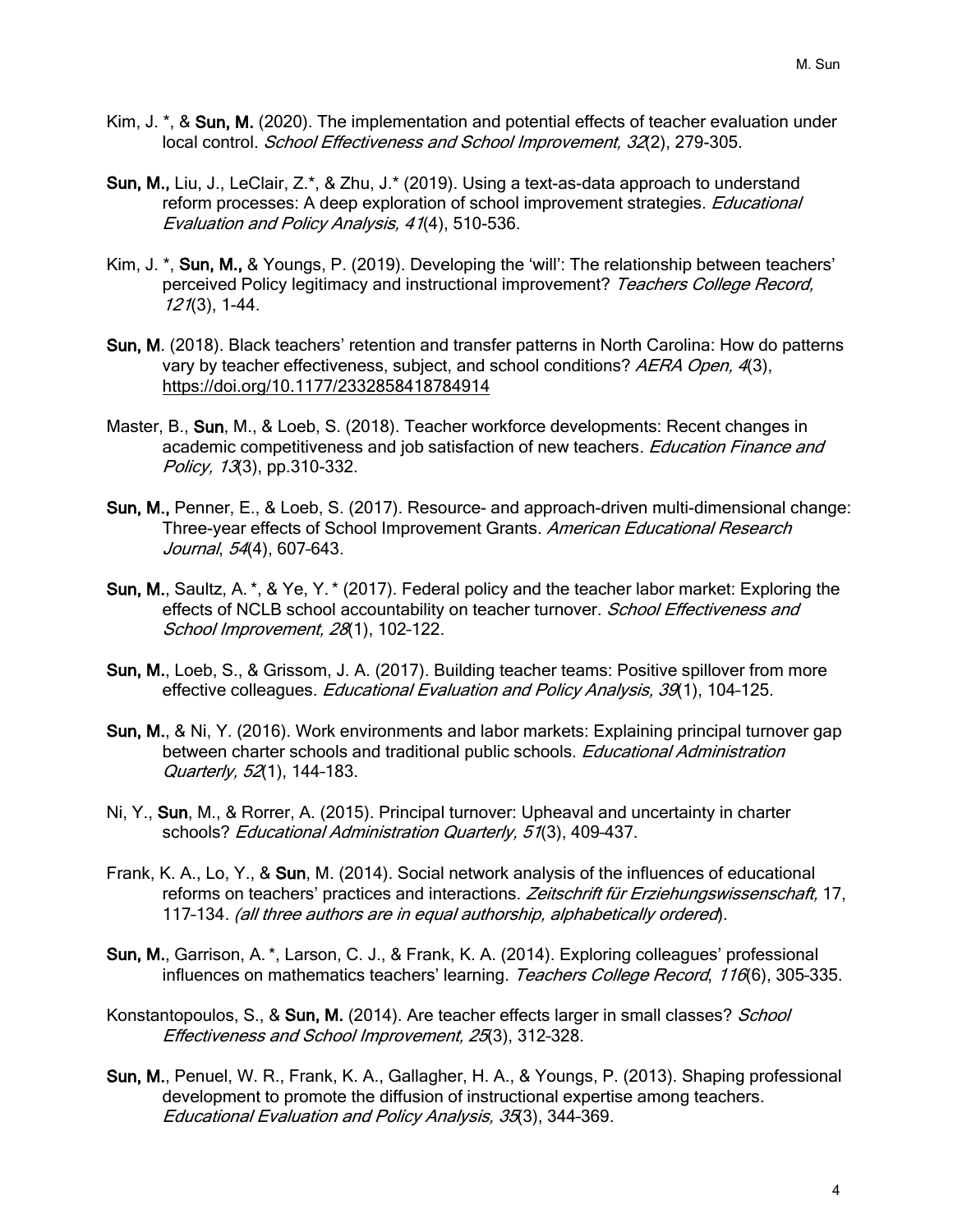Kim, J. *, & **Sun, M.** (2020). The implementation and potential effects of teacher evaluation under local control. *School Effectiveness and School Improvement, 32*(2), 279-305.

**Sun, M.,** Liu, J., LeClair, Z.*, & Zhu, J.* (2019). Using a text-as-data approach to understand reform processes: A deep exploration of school improvement strategies. *Educational Evaluation and Policy Analysis, 41*(4), 510-536.

Kim, J. *, **Sun, M.,** & Youngs, P. (2019). Developing the 'will': The relationship between teachers' perceived Policy legitimacy and instructional improvement? *Teachers College Record, 121*(3), 1-44.

**Sun, M**. (2018). Black teachers' retention and transfer patterns in North Carolina: How do patterns vary by teacher effectiveness, subject, and school conditions? *AERA Open, 4*(3), https://doi.org/10.1177/2332858418784914

Master, B., **Sun**, M., & Loeb, S. (2018). Teacher workforce developments: Recent changes in academic competitiveness and job satisfaction of new teachers. *Education Finance and Policy, 13*(3), pp.310-332.

**Sun, M.,** Penner, E., & Loeb, S. (2017). Resource- and approach-driven multi-dimensional change: Three-year effects of School Improvement Grants. *American Educational Research Journal*, *54*(4), 607-643.

**Sun, M.**, Saultz, A. *, & Ye, Y. * (2017). Federal policy and the teacher labor market: Exploring the effects of NCLB school accountability on teacher turnover. *School Effectiveness and School Improvement, 28*(1), 102-122.

**Sun, M.**, Loeb, S., & Grissom, J. A. (2017). Building teacher teams: Positive spillover from more effective colleagues. *Educational Evaluation and Policy Analysis, 39*(1), 104–125.

**Sun, M.**, & Ni, Y. (2016). Work environments and labor markets: Explaining principal turnover gap between charter schools and traditional public schools. *Educational Administration Quarterly, 52*(1), 144–183.

Ni, Y., **Sun**, M., & Rorrer, A. (2015). Principal turnover: Upheaval and uncertainty in charter schools? *Educational Administration Quarterly, 51*(3), 409–437.

Frank, K. A., Lo, Y., & **Sun**, M. (2014). Social network analysis of the influences of educational reforms on teachers' practices and interactions. *Zeitschrift für Erziehungswissenschaft,* 17, 117–134*. (all three authors are in equal authorship, alphabetically ordered*).

**Sun, M.**, Garrison, A. *, Larson, C. J., & Frank, K. A. (2014). Exploring colleagues' professional influences on mathematics teachers' learning. *Teachers College Record*, *116*(6), 305–335.

Konstantopoulos, S., & **Sun, M.** (2014). Are teacher effects larger in small classes? *School Effectiveness and School Improvement, 25*(3), 312–328.

**Sun, M.**, Penuel, W. R., Frank, K. A., Gallagher, H. A., & Youngs, P. (2013). Shaping professional development to promote the diffusion of instructional expertise among teachers*. Educational Evaluation and Policy Analysis, 35*(3), 344–369.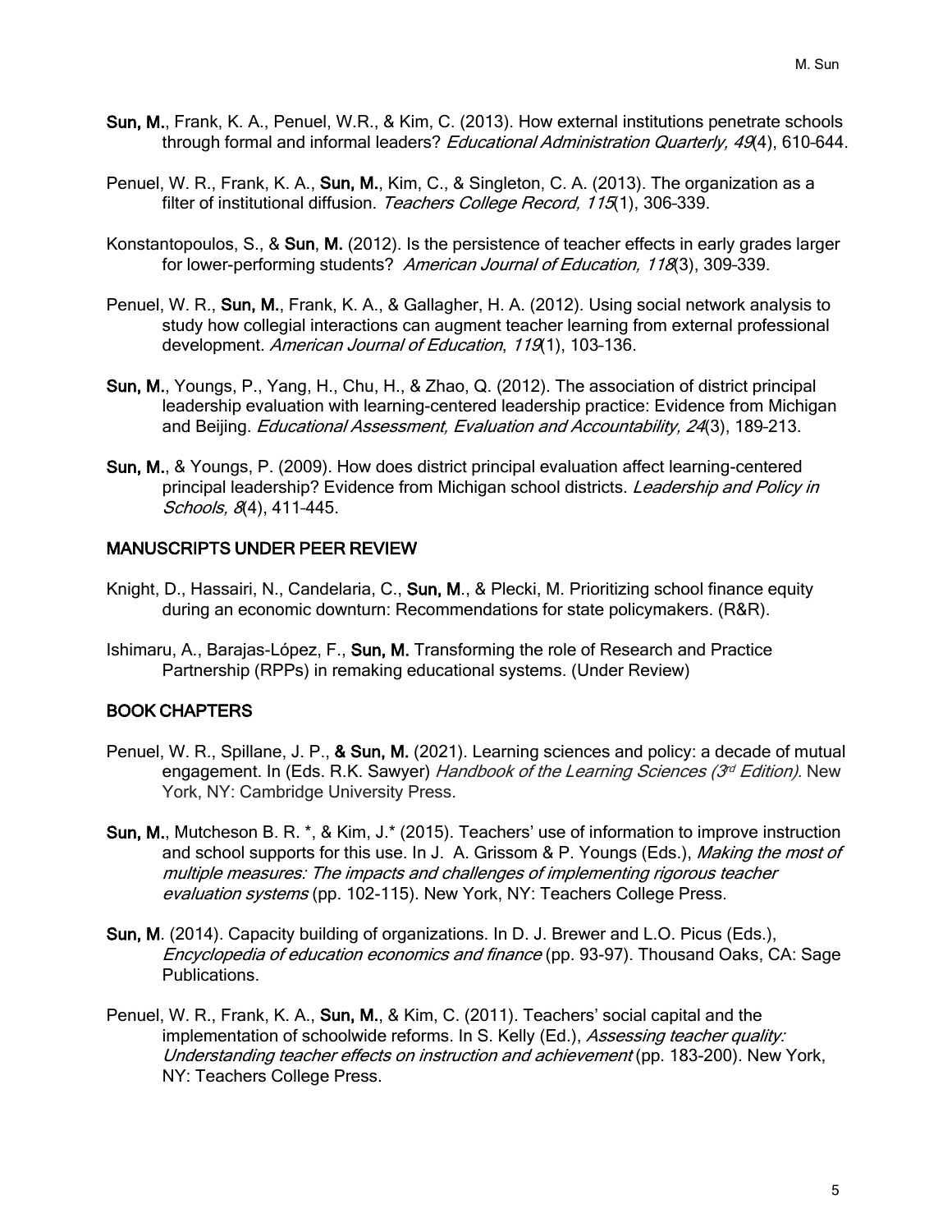**Sun, M.**, Frank, K. A., Penuel, W.R., & Kim, C. (2013). How external institutions penetrate schools through formal and informal leaders? *Educational Administration Quarterly, 49*(4), 610-644.

Penuel, W. R., Frank, K. A., **Sun, M.**, Kim, C., & Singleton, C. A. (2013). The organization as a filter of institutional diffusion. *Teachers College Record, 115*(1), 306-339.

Konstantopoulos, S., & **Sun**, **M.** (2012). Is the persistence of teacher effects in early grades larger for lower-performing students? *American Journal of Education, 118*(3), 309-339.

Penuel, W. R., **Sun, M.**, Frank, K. A., & Gallagher, H. A. (2012). Using social network analysis to study how collegial interactions can augment teacher learning from external professional development. *American Journal of Education*, *119*(1), 103-136.

**Sun, M.**, Youngs, P., Yang, H., Chu, H., & Zhao, Q. (2012). The association of district principal leadership evaluation with learning-centered leadership practice: Evidence from Michigan and Beijing. *Educational Assessment, Evaluation and Accountability, 24*(3), 189-213.

**Sun, M.**, & Youngs, P. (2009). How does district principal evaluation affect learning-centered principal leadership? Evidence from Michigan school districts. *Leadership and Policy in Schools, 8*(4), 411-445.

## MANUSCRIPTS UNDER PEER REVIEW

Knight, D., Hassairi, N., Candelaria, C., **Sun, M**., & Plecki, M. Prioritizing school finance equity during an economic downturn: Recommendations for state policymakers. (R&R).

Ishimaru, A., Barajas-López, F., **Sun, M.** Transforming the role of Research and Practice Partnership (RPPs) in remaking educational systems. (Under Review)

## BOOK CHAPTERS

Penuel, W. R., Spillane, J. P., **& Sun, M.** (2021). Learning sciences and policy: a decade of mutual engagement. In (Eds. R.K. Sawyer) *Handbook of the Learning Sciences (3rd Edition).* New York, NY: Cambridge University Press.

**Sun, M.**, Mutcheson B. R. *, & Kim, J.* (2015). Teachers' use of information to improve instruction and school supports for this use. In J. A. Grissom & P. Youngs (Eds.), *Making the most of multiple measures: The impacts and challenges of implementing rigorous teacher evaluation systems* (pp. 102-115). New York, NY: Teachers College Press.

**Sun, M**. (2014). Capacity building of organizations. In D. J. Brewer and L.O. Picus (Eds.), *Encyclopedia of education economics and finance* (pp. 93-97). Thousand Oaks, CA: Sage Publications.

Penuel, W. R., Frank, K. A., **Sun, M.**, & Kim, C. (2011). Teachers' social capital and the implementation of schoolwide reforms. In S. Kelly (Ed.), *Assessing teacher quality: Understanding teacher effects on instruction and achievement* (pp. 183-200). New York, NY: Teachers College Press.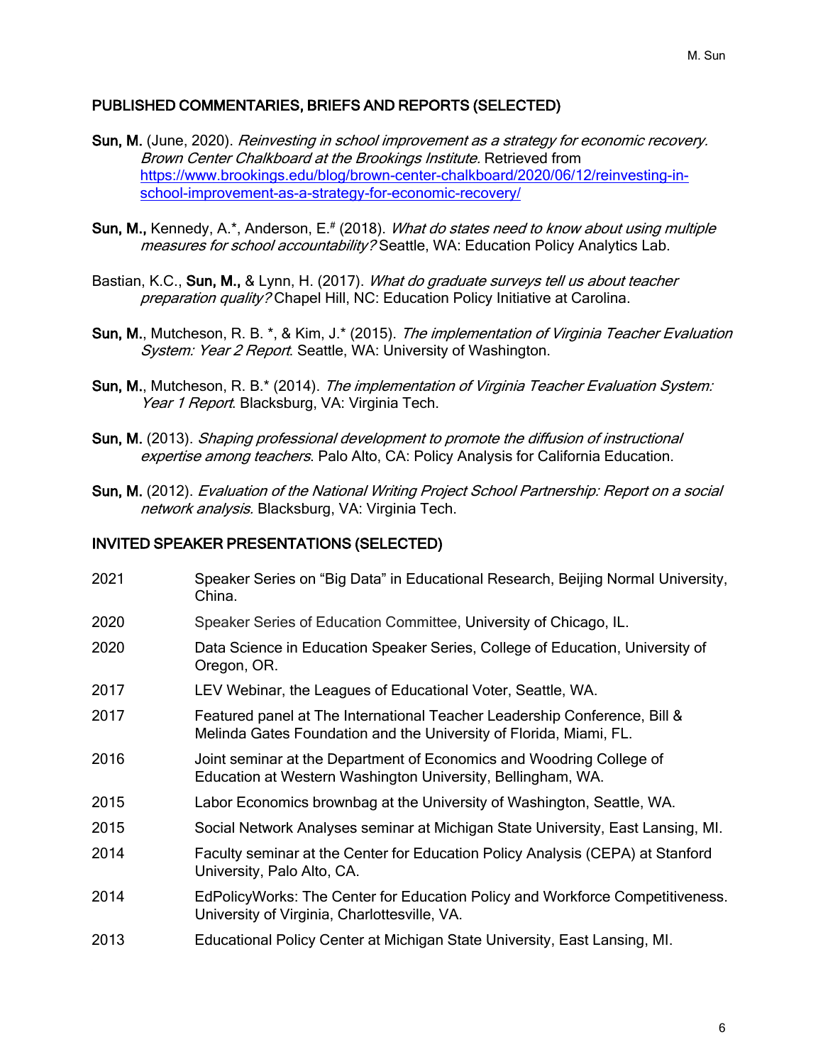## PUBLISHED COMMENTARIES, BRIEFS AND REPORTS (SELECTED)

**Sun, M.** (June, 2020). *Reinvesting in school improvement as a strategy for economic recovery. Brown Center Chalkboard at the Brookings Institute.* Retrieved from https://www.brookings.edu/blog/brown-center-chalkboard/2020/06/12/reinvesting-in-school-improvement-as-a-strategy-for-economic-recovery/

**Sun, M.,** Kennedy, A.*, Anderson, E.[#] (2018). *What do states need to know about using multiple measures for school accountability?* Seattle, WA: Education Policy Analytics Lab.

Bastian, K.C., **Sun, M.,** & Lynn, H. (2017). *What do graduate surveys tell us about teacher preparation quality?* Chapel Hill, NC: Education Policy Initiative at Carolina.

**Sun, M.**, Mutcheson, R. B. *, & Kim, J.* (2015). *The implementation of Virginia Teacher Evaluation System: Year 2 Report*. Seattle, WA: University of Washington.

**Sun, M.**, Mutcheson, R. B.* (2014). *The implementation of Virginia Teacher Evaluation System: Year 1 Report*. Blacksburg, VA: Virginia Tech.

**Sun, M.** (2013). *Shaping professional development to promote the diffusion of instructional expertise among teachers*. Palo Alto, CA: Policy Analysis for California Education.

**Sun, M.** (2012). *Evaluation of the National Writing Project School Partnership: Report on a social network analysis.* Blacksburg, VA: Virginia Tech.

## INVITED SPEAKER PRESENTATIONS (SELECTED)

| | |
|---|---|
| 2021 | Speaker Series on "Big Data" in Educational Research, Beijing Normal University, China. |
| 2020 | Speaker Series of Education Committee, University of Chicago, IL. |
| 2020 | Data Science in Education Speaker Series, College of Education, University of Oregon, OR. |
| 2017 | LEV Webinar, the Leagues of Educational Voter, Seattle, WA. |
| 2017 | Featured panel at The International Teacher Leadership Conference, Bill & Melinda Gates Foundation and the University of Florida, Miami, FL. |
| 2016 | Joint seminar at the Department of Economics and Woodring College of Education at Western Washington University, Bellingham, WA. |
| 2015 | Labor Economics brownbag at the University of Washington, Seattle, WA. |
| 2015 | Social Network Analyses seminar at Michigan State University, East Lansing, MI. |
| 2014 | Faculty seminar at the Center for Education Policy Analysis (CEPA) at Stanford University, Palo Alto, CA. |
| 2014 | EdPolicyWorks: The Center for Education Policy and Workforce Competitiveness. University of Virginia, Charlottesville, VA. |
| 2013 | Educational Policy Center at Michigan State University, East Lansing, MI. |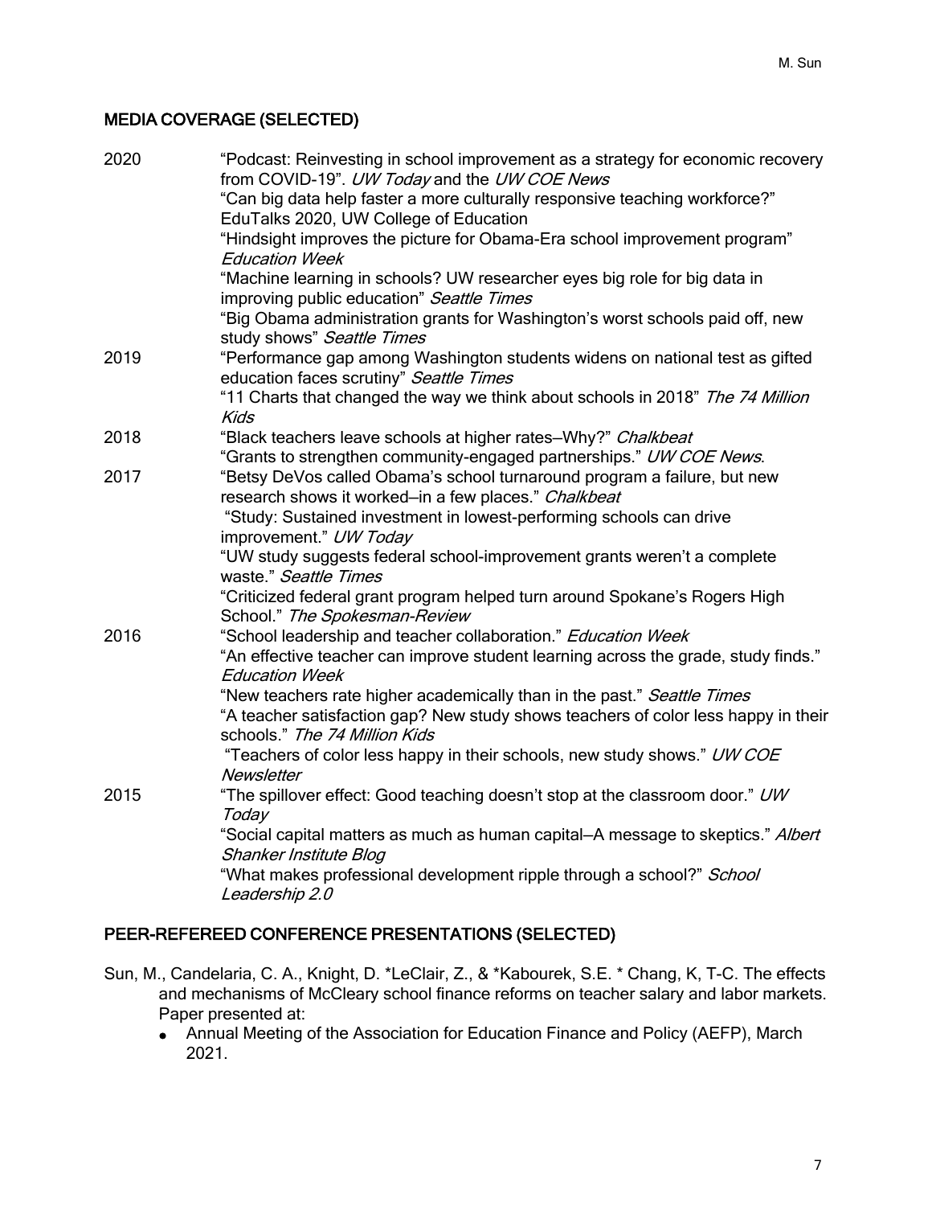## MEDIA COVERAGE (SELECTED)

2020

"Podcast: Reinvesting in school improvement as a strategy for economic recovery from COVID-19". *UW Today* and the *UW COE News*

"Can big data help faster a more culturally responsive teaching workforce?" EduTalks 2020, UW College of Education

"Hindsight improves the picture for Obama-Era school improvement program" *Education Week*

"Machine learning in schools? UW researcher eyes big role for big data in improving public education" *Seattle Times*

"Big Obama administration grants for Washington's worst schools paid off, new study shows" *Seattle Times*

2019

"Performance gap among Washington students widens on national test as gifted education faces scrutiny" *Seattle Times*

"11 Charts that changed the way we think about schools in 2018" *The 74 Million Kids*

2018

"Black teachers leave schools at higher rates—Why?" *Chalkbeat*

"Grants to strengthen community-engaged partnerships." *UW COE News*.

2017

"Betsy DeVos called Obama's school turnaround program a failure, but new research shows it worked—in a few places." *Chalkbeat*

"Study: Sustained investment in lowest-performing schools can drive improvement." *UW Today*

"UW study suggests federal school-improvement grants weren't a complete waste." *Seattle Times*

"Criticized federal grant program helped turn around Spokane's Rogers High School." *The Spokesman-Review*

2016

"School leadership and teacher collaboration." *Education Week*

"An effective teacher can improve student learning across the grade, study finds." *Education Week*

"New teachers rate higher academically than in the past." *Seattle Times*

"A teacher satisfaction gap? New study shows teachers of color less happy in their schools." *The 74 Million Kids*

"Teachers of color less happy in their schools, new study shows." *UW COE Newsletter*

2015

"The spillover effect: Good teaching doesn't stop at the classroom door." *UW Today*

"Social capital matters as much as human capital—A message to skeptics." *Albert Shanker Institute Blog*

"What makes professional development ripple through a school?" *School Leadership 2.0*

## PEER-REFEREED CONFERENCE PRESENTATIONS (SELECTED)

Sun, M., Candelaria, C. A., Knight, D. *LeClair, Z., & *Kabourek, S.E. * Chang, K, T-C. The effects and mechanisms of McCleary school finance reforms on teacher salary and labor markets. Paper presented at:

- Annual Meeting of the Association for Education Finance and Policy (AEFP), March 2021.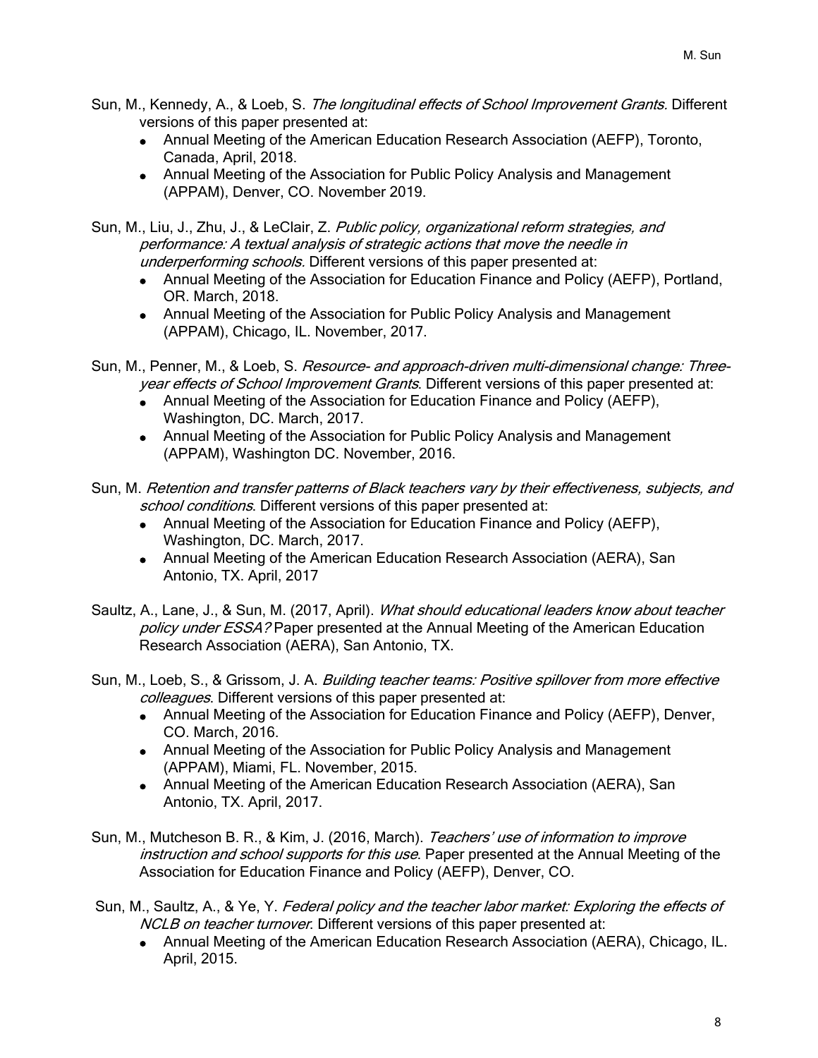Sun, M., Kennedy, A., & Loeb, S. *The longitudinal effects of School Improvement Grants*. Different versions of this paper presented at:

- Annual Meeting of the American Education Research Association (AEFP), Toronto, Canada, April, 2018.
- Annual Meeting of the Association for Public Policy Analysis and Management (APPAM), Denver, CO. November 2019.

Sun, M., Liu, J., Zhu, J., & LeClair, Z. *Public policy, organizational reform strategies, and performance: A textual analysis of strategic actions that move the needle in underperforming schools.* Different versions of this paper presented at:

- Annual Meeting of the Association for Education Finance and Policy (AEFP), Portland, OR. March, 2018.
- Annual Meeting of the Association for Public Policy Analysis and Management (APPAM), Chicago, IL. November, 2017.

Sun, M., Penner, M., & Loeb, S. *Resource- and approach-driven multi-dimensional change: Three-year effects of School Improvement Grants*. Different versions of this paper presented at:

- Annual Meeting of the Association for Education Finance and Policy (AEFP), Washington, DC. March, 2017.
- Annual Meeting of the Association for Public Policy Analysis and Management (APPAM), Washington DC. November, 2016.

Sun, M. *Retention and transfer patterns of Black teachers vary by their effectiveness, subjects, and school conditions*. Different versions of this paper presented at:

- Annual Meeting of the Association for Education Finance and Policy (AEFP), Washington, DC. March, 2017.
- Annual Meeting of the American Education Research Association (AERA), San Antonio, TX. April, 2017

Saultz, A., Lane, J., & Sun, M. (2017, April). *What should educational leaders know about teacher policy under ESSA?* Paper presented at the Annual Meeting of the American Education Research Association (AERA), San Antonio, TX.

Sun, M., Loeb, S., & Grissom, J. A. *Building teacher teams: Positive spillover from more effective colleagues*. Different versions of this paper presented at:

- Annual Meeting of the Association for Education Finance and Policy (AEFP), Denver, CO. March, 2016.
- Annual Meeting of the Association for Public Policy Analysis and Management (APPAM), Miami, FL. November, 2015.
- Annual Meeting of the American Education Research Association (AERA), San Antonio, TX. April, 2017.

Sun, M., Mutcheson B. R., & Kim, J. (2016, March). *Teachers' use of information to improve instruction and school supports for this use*. Paper presented at the Annual Meeting of the Association for Education Finance and Policy (AEFP), Denver, CO.

Sun, M., Saultz, A., & Ye, Y. *Federal policy and the teacher labor market: Exploring the effects of NCLB on teacher turnover*. Different versions of this paper presented at:

- Annual Meeting of the American Education Research Association (AERA), Chicago, IL. April, 2015.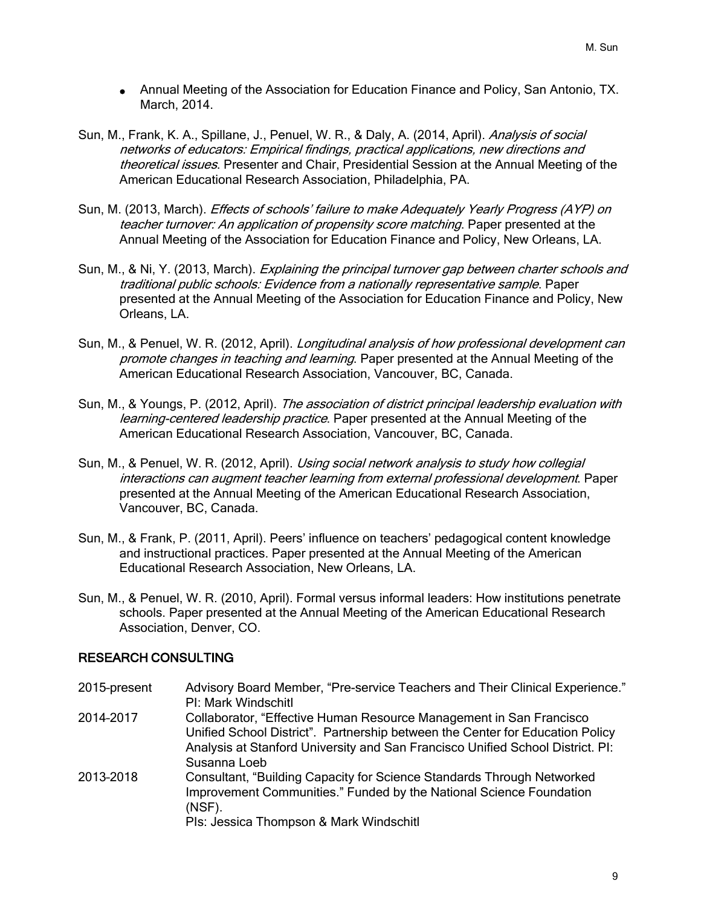- Annual Meeting of the Association for Education Finance and Policy, San Antonio, TX. March, 2014.

Sun, M., Frank, K. A., Spillane, J., Penuel, W. R., & Daly, A. (2014, April). *Analysis of social networks of educators: Empirical findings, practical applications, new directions and theoretical issues*. Presenter and Chair, Presidential Session at the Annual Meeting of the American Educational Research Association, Philadelphia, PA.

Sun, M. (2013, March). *Effects of schools' failure to make Adequately Yearly Progress (AYP) on teacher turnover: An application of propensity score matching*. Paper presented at the Annual Meeting of the Association for Education Finance and Policy, New Orleans, LA.

Sun, M., & Ni, Y. (2013, March). *Explaining the principal turnover gap between charter schools and traditional public schools: Evidence from a nationally representative sample*. Paper presented at the Annual Meeting of the Association for Education Finance and Policy, New Orleans, LA.

Sun, M., & Penuel, W. R. (2012, April). *Longitudinal analysis of how professional development can promote changes in teaching and learning*. Paper presented at the Annual Meeting of the American Educational Research Association, Vancouver, BC, Canada.

Sun, M., & Youngs, P. (2012, April). *The association of district principal leadership evaluation with learning-centered leadership practice*. Paper presented at the Annual Meeting of the American Educational Research Association, Vancouver, BC, Canada.

Sun, M., & Penuel, W. R. (2012, April). *Using social network analysis to study how collegial interactions can augment teacher learning from external professional development*. Paper presented at the Annual Meeting of the American Educational Research Association, Vancouver, BC, Canada.

Sun, M., & Frank, P. (2011, April). Peers' influence on teachers' pedagogical content knowledge and instructional practices. Paper presented at the Annual Meeting of the American Educational Research Association, New Orleans, LA.

Sun, M., & Penuel, W. R. (2010, April). Formal versus informal leaders: How institutions penetrate schools. Paper presented at the Annual Meeting of the American Educational Research Association, Denver, CO.

## RESEARCH CONSULTING

| | |
|---|---|
| 2015-present | Advisory Board Member, "Pre-service Teachers and Their Clinical Experience." PI: Mark Windschitl |
| 2014-2017 | Collaborator, "Effective Human Resource Management in San Francisco Unified School District". Partnership between the Center for Education Policy Analysis at Stanford University and San Francisco Unified School District. PI: Susanna Loeb |
| 2013-2018 | Consultant, "Building Capacity for Science Standards Through Networked Improvement Communities." Funded by the National Science Foundation (NSF). PIs: Jessica Thompson & Mark Windschitl |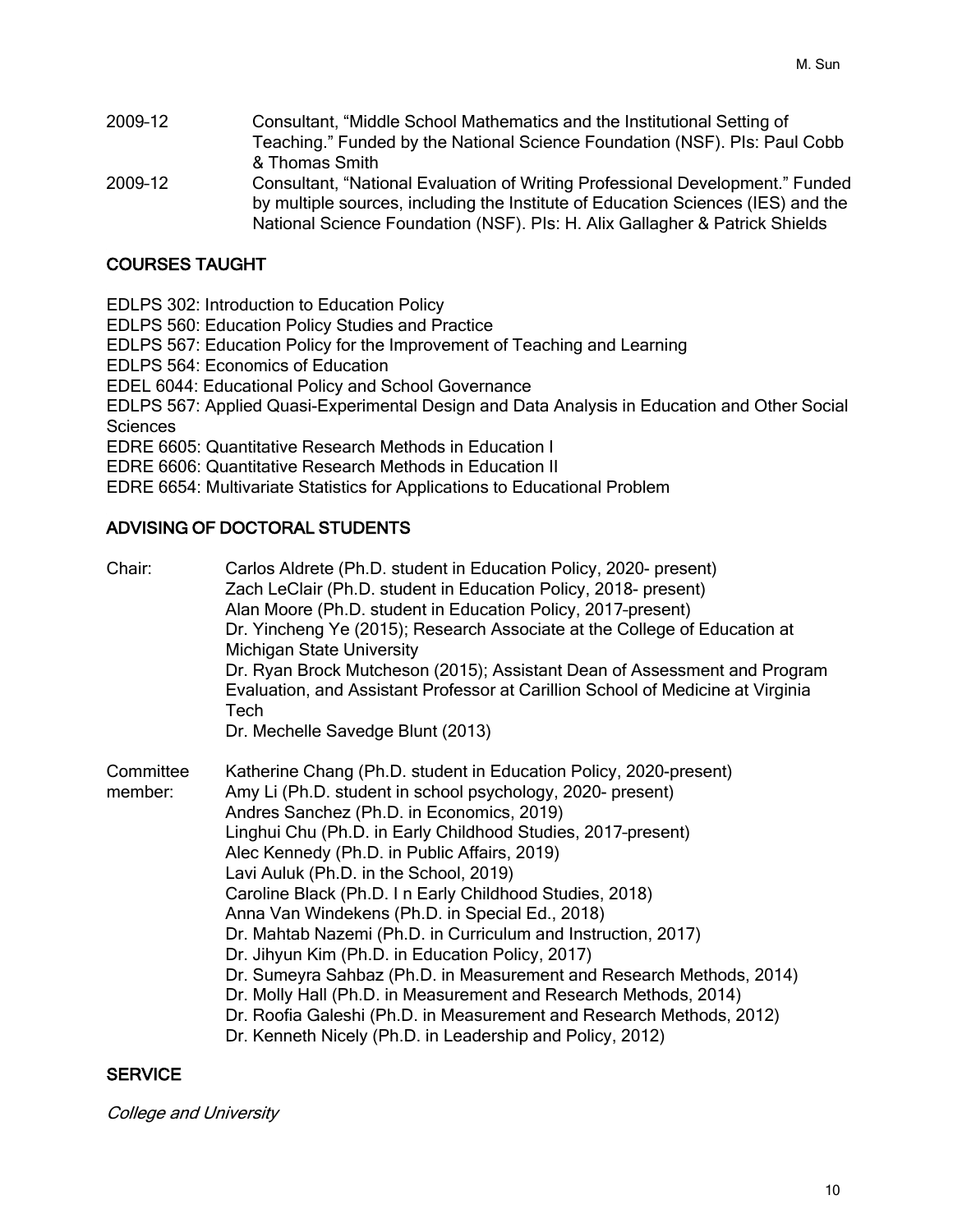| | |
|---|---|
| 2009-12 | Consultant, "Middle School Mathematics and the Institutional Setting of Teaching." Funded by the National Science Foundation (NSF). PIs: Paul Cobb & Thomas Smith |
| 2009-12 | Consultant, "National Evaluation of Writing Professional Development." Funded by multiple sources, including the Institute of Education Sciences (IES) and the National Science Foundation (NSF). PIs: H. Alix Gallagher & Patrick Shields |

## COURSES TAUGHT

EDLPS 302: Introduction to Education Policy
EDLPS 560: Education Policy Studies and Practice
EDLPS 567: Education Policy for the Improvement of Teaching and Learning
EDLPS 564: Economics of Education
EDEL 6044: Educational Policy and School Governance
EDLPS 567: Applied Quasi-Experimental Design and Data Analysis in Education and Other Social Sciences
EDRE 6605: Quantitative Research Methods in Education I
EDRE 6606: Quantitative Research Methods in Education II
EDRE 6654: Multivariate Statistics for Applications to Educational Problem

## ADVISING OF DOCTORAL STUDENTS

Chair:
Carlos Aldrete (Ph.D. student in Education Policy, 2020- present)
Zach LeClair (Ph.D. student in Education Policy, 2018- present)
Alan Moore (Ph.D. student in Education Policy, 2017-present)
Dr. Yincheng Ye (2015); Research Associate at the College of Education at Michigan State University
Dr. Ryan Brock Mutcheson (2015); Assistant Dean of Assessment and Program Evaluation, and Assistant Professor at Carillion School of Medicine at Virginia Tech
Dr. Mechelle Savedge Blunt (2013)

Committee member:
Katherine Chang (Ph.D. student in Education Policy, 2020-present)
Amy Li (Ph.D. student in school psychology, 2020- present)
Andres Sanchez (Ph.D. in Economics, 2019)
Linghui Chu (Ph.D. in Early Childhood Studies, 2017-present)
Alec Kennedy (Ph.D. in Public Affairs, 2019)
Lavi Auluk (Ph.D. in the School, 2019)
Caroline Black (Ph.D. I n Early Childhood Studies, 2018)
Anna Van Windekens (Ph.D. in Special Ed., 2018)
Dr. Mahtab Nazemi (Ph.D. in Curriculum and Instruction, 2017)
Dr. Jihyun Kim (Ph.D. in Education Policy, 2017)
Dr. Sumeyra Sahbaz (Ph.D. in Measurement and Research Methods, 2014)
Dr. Molly Hall (Ph.D. in Measurement and Research Methods, 2014)
Dr. Roofia Galeshi (Ph.D. in Measurement and Research Methods, 2012)
Dr. Kenneth Nicely (Ph.D. in Leadership and Policy, 2012)

## SERVICE

*College and University*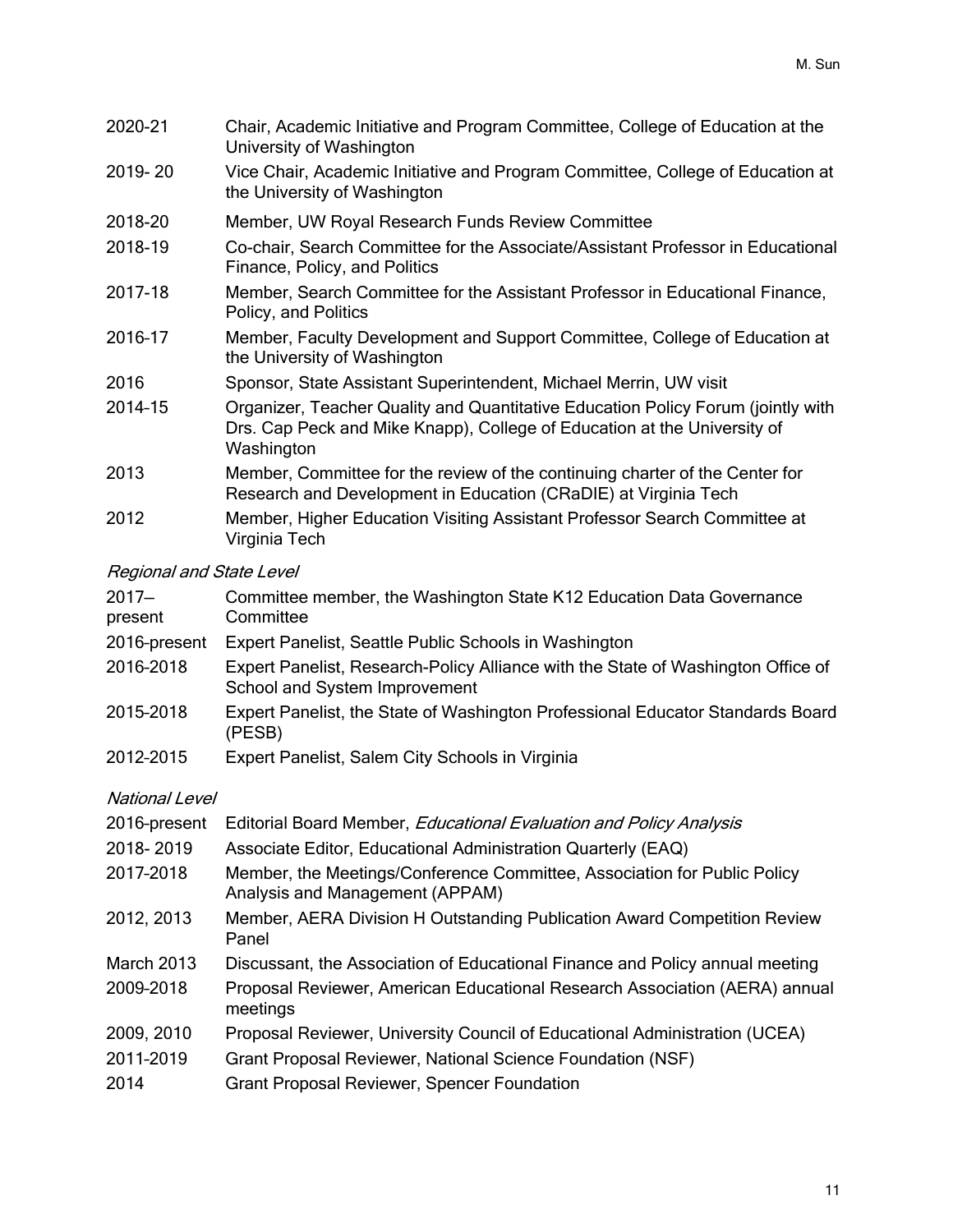2020-21 Chair, Academic Initiative and Program Committee, College of Education at the University of Washington

2019- 20 Vice Chair, Academic Initiative and Program Committee, College of Education at the University of Washington

2018-20 Member, UW Royal Research Funds Review Committee

2018-19 Co-chair, Search Committee for the Associate/Assistant Professor in Educational Finance, Policy, and Politics

2017-18 Member, Search Committee for the Assistant Professor in Educational Finance, Policy, and Politics

2016-17 Member, Faculty Development and Support Committee, College of Education at the University of Washington

2016 Sponsor, State Assistant Superintendent, Michael Merrin, UW visit

2014-15 Organizer, Teacher Quality and Quantitative Education Policy Forum (jointly with Drs. Cap Peck and Mike Knapp), College of Education at the University of Washington

2013 Member, Committee for the review of the continuing charter of the Center for Research and Development in Education (CRaDIE) at Virginia Tech

2012 Member, Higher Education Visiting Assistant Professor Search Committee at Virginia Tech

*Regional and State Level*

2017–present Committee member, the Washington State K12 Education Data Governance Committee

2016-present Expert Panelist, Seattle Public Schools in Washington

2016-2018 Expert Panelist, Research-Policy Alliance with the State of Washington Office of School and System Improvement

2015-2018 Expert Panelist, the State of Washington Professional Educator Standards Board (PESB)

2012-2015 Expert Panelist, Salem City Schools in Virginia

*National Level*

2016-present Editorial Board Member, *Educational Evaluation and Policy Analysis*

2018- 2019 Associate Editor, Educational Administration Quarterly (EAQ)

2017-2018 Member, the Meetings/Conference Committee, Association for Public Policy Analysis and Management (APPAM)

2012, 2013 Member, AERA Division H Outstanding Publication Award Competition Review Panel

March 2013 Discussant, the Association of Educational Finance and Policy annual meeting

2009-2018 Proposal Reviewer, American Educational Research Association (AERA) annual meetings

2009, 2010 Proposal Reviewer, University Council of Educational Administration (UCEA)

2011-2019 Grant Proposal Reviewer, National Science Foundation (NSF)

2014 Grant Proposal Reviewer, Spencer Foundation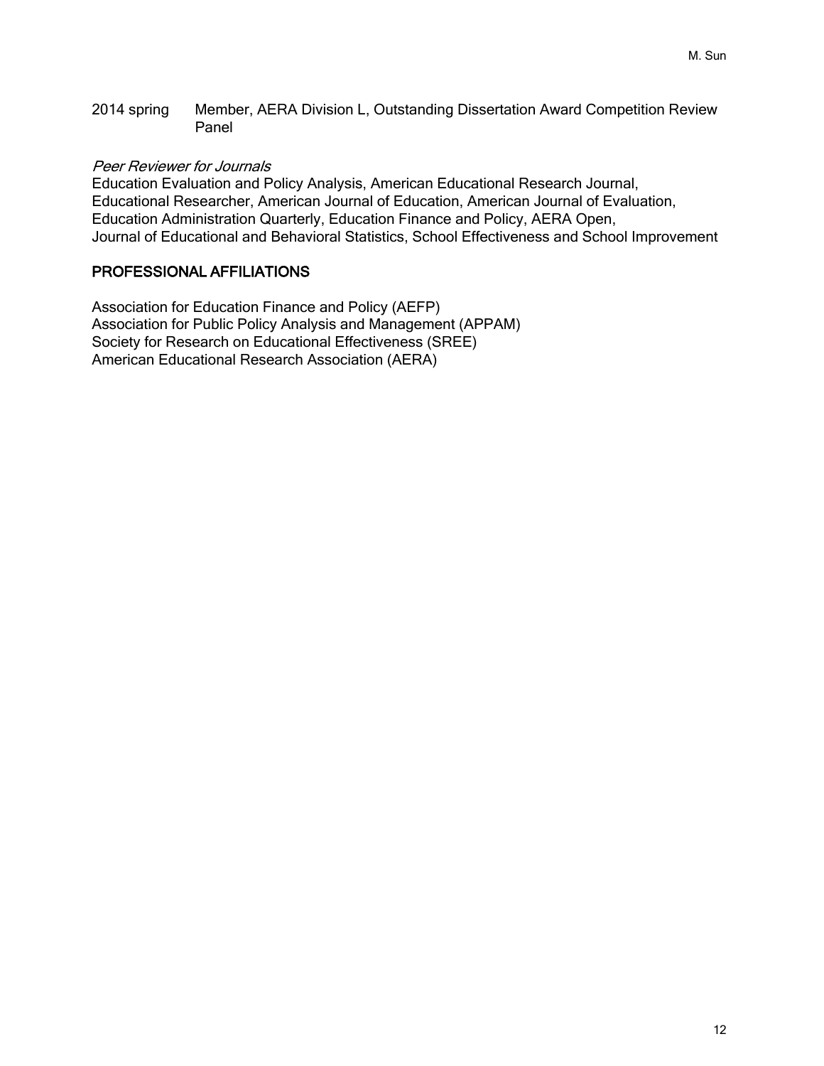2014 spring Member, AERA Division L, Outstanding Dissertation Award Competition Review Panel

*Peer Reviewer for Journals*

Education Evaluation and Policy Analysis, American Educational Research Journal, Educational Researcher, American Journal of Education, American Journal of Evaluation, Education Administration Quarterly, Education Finance and Policy, AERA Open, Journal of Educational and Behavioral Statistics, School Effectiveness and School Improvement

## PROFESSIONAL AFFILIATIONS

Association for Education Finance and Policy (AEFP)
Association for Public Policy Analysis and Management (APPAM)
Society for Research on Educational Effectiveness (SREE)
American Educational Research Association (AERA)